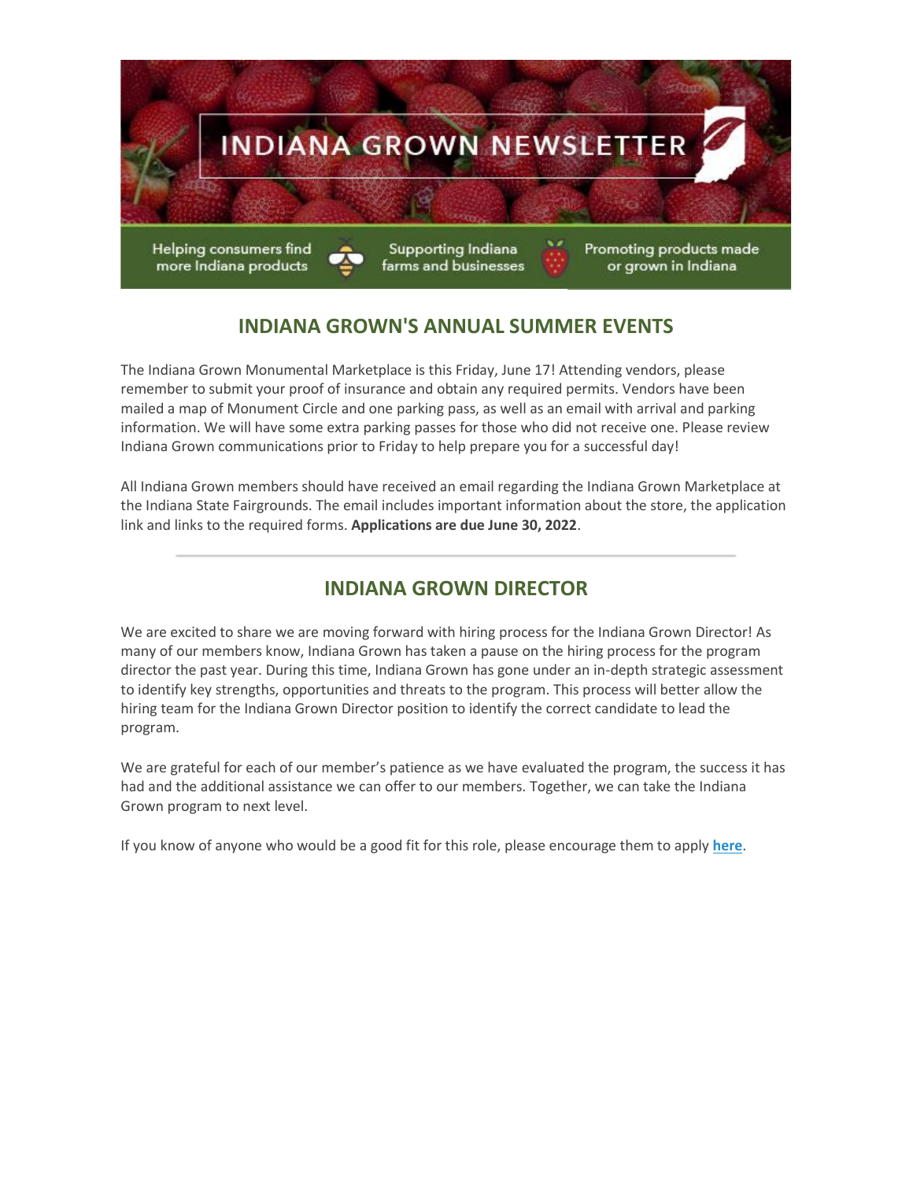# INDIANA GROWN NEWSLETTER

Helping consumers find more Indiana products | Supporting Indiana farms and businesses | Promoting products made or grown in Indiana

## INDIANA GROWN'S ANNUAL SUMMER EVENTS

The Indiana Grown Monumental Marketplace is this Friday, June 17! Attending vendors, please remember to submit your proof of insurance and obtain any required permits. Vendors have been mailed a map of Monument Circle and one parking pass, as well as an email with arrival and parking information. We will have some extra parking passes for those who did not receive one. Please review Indiana Grown communications prior to Friday to help prepare you for a successful day!

All Indiana Grown members should have received an email regarding the Indiana Grown Marketplace at the Indiana State Fairgrounds. The email includes important information about the store, the application link and links to the required forms. **Applications are due June 30, 2022**.

---

## INDIANA GROWN DIRECTOR

We are excited to share we are moving forward with hiring process for the Indiana Grown Director! As many of our members know, Indiana Grown has taken a pause on the hiring process for the program director the past year. During this time, Indiana Grown has gone under an in-depth strategic assessment to identify key strengths, opportunities and threats to the program. This process will better allow the hiring team for the Indiana Grown Director position to identify the correct candidate to lead the program.

We are grateful for each of our member's patience as we have evaluated the program, the success it has had and the additional assistance we can offer to our members. Together, we can take the Indiana Grown program to next level.

If you know of anyone who would be a good fit for this role, please encourage them to apply **here**.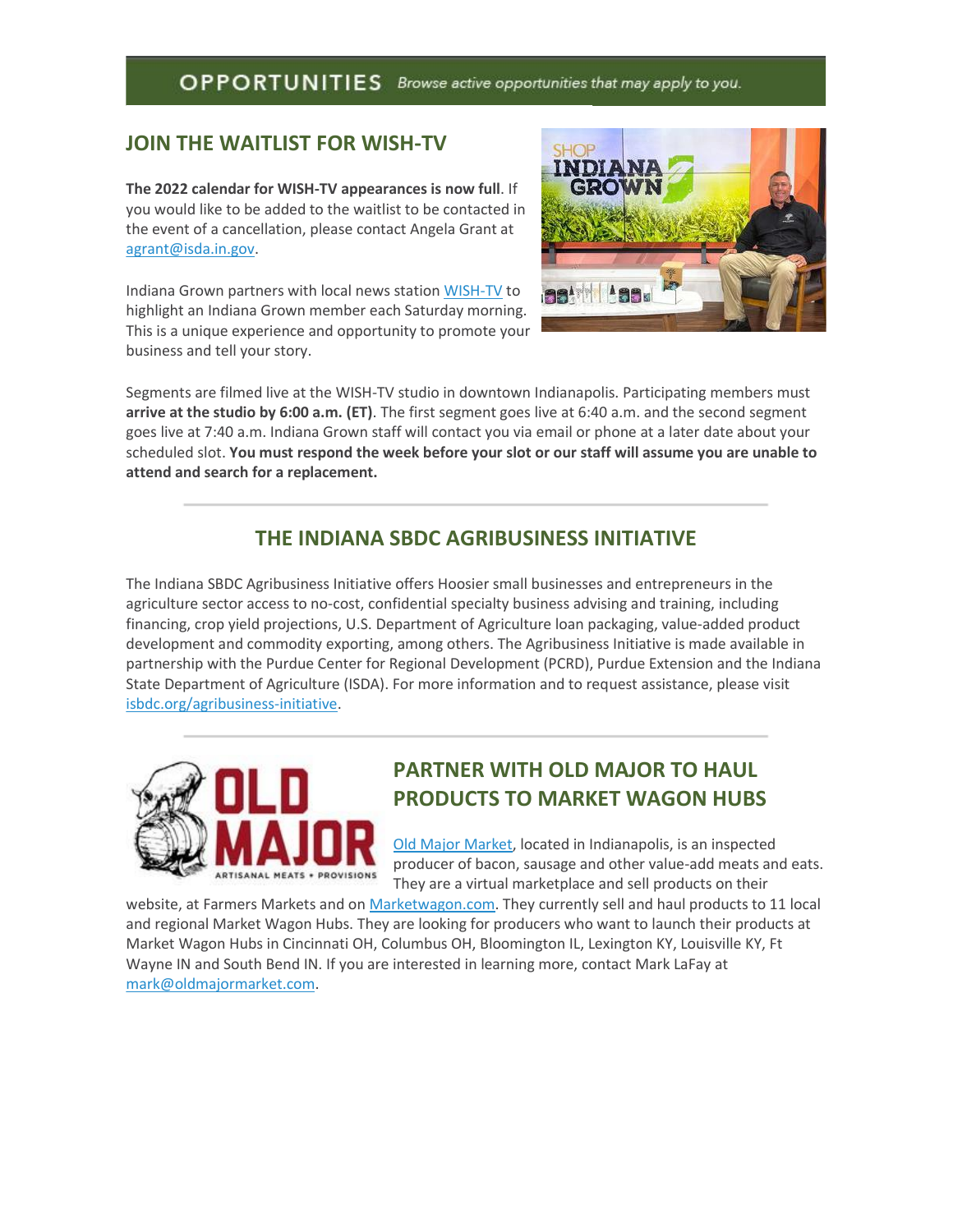# OPPORTUNITIES *Browse active opportunities that may apply to you.*

## JOIN THE WAITLIST FOR WISH-TV

**The 2022 calendar for WISH-TV appearances is now full**. If you would like to be added to the waitlist to be contacted in the event of a cancellation, please contact Angela Grant at agrant@isda.in.gov.

Indiana Grown partners with local news station WISH-TV to highlight an Indiana Grown member each Saturday morning. This is a unique experience and opportunity to promote your business and tell your story.

Segments are filmed live at the WISH-TV studio in downtown Indianapolis. Participating members must **arrive at the studio by 6:00 a.m. (ET)**. The first segment goes live at 6:40 a.m. and the second segment goes live at 7:40 a.m. Indiana Grown staff will contact you via email or phone at a later date about your scheduled slot. **You must respond the week before your slot or our staff will assume you are unable to attend and search for a replacement.**

---

## THE INDIANA SBDC AGRIBUSINESS INITIATIVE

The Indiana SBDC Agribusiness Initiative offers Hoosier small businesses and entrepreneurs in the agriculture sector access to no-cost, confidential specialty business advising and training, including financing, crop yield projections, U.S. Department of Agriculture loan packaging, value-added product development and commodity exporting, among others. The Agribusiness Initiative is made available in partnership with the Purdue Center for Regional Development (PCRD), Purdue Extension and the Indiana State Department of Agriculture (ISDA). For more information and to request assistance, please visit isbdc.org/agribusiness-initiative.

---

## PARTNER WITH OLD MAJOR TO HAUL PRODUCTS TO MARKET WAGON HUBS

Old Major Market, located in Indianapolis, is an inspected producer of bacon, sausage and other value-add meats and eats. They are a virtual marketplace and sell products on their website, at Farmers Markets and on Marketwagon.com. They currently sell and haul products to 11 local and regional Market Wagon Hubs. They are looking for producers who want to launch their products at Market Wagon Hubs in Cincinnati OH, Columbus OH, Bloomington IL, Lexington KY, Louisville KY, Ft Wayne IN and South Bend IN. If you are interested in learning more, contact Mark LaFay at mark@oldmajormarket.com.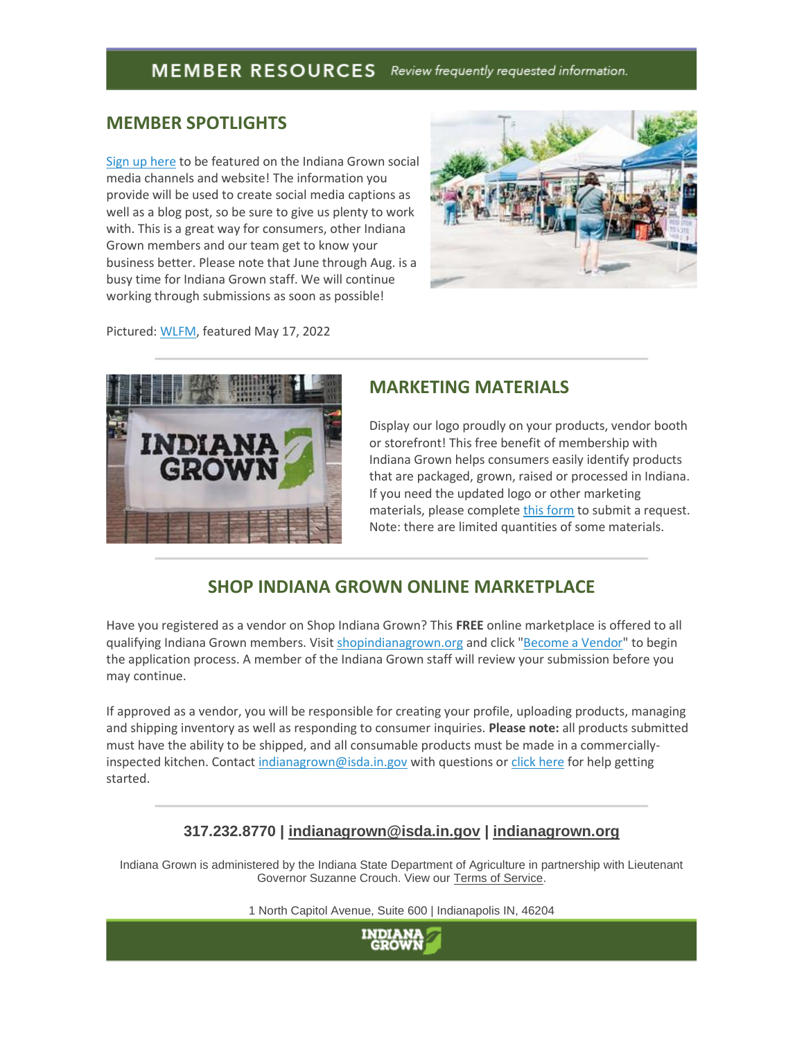## MEMBER RESOURCES

*Review frequently requested information.*

### MEMBER SPOTLIGHTS

Sign up here to be featured on the Indiana Grown social media channels and website! The information you provide will be used to create social media captions as well as a blog post, so be sure to give us plenty to work with. This is a great way for consumers, other Indiana Grown members and our team get to know your business better. Please note that June through Aug. is a busy time for Indiana Grown staff. We will continue working through submissions as soon as possible!

Pictured: WLFM, featured May 17, 2022

### MARKETING MATERIALS

Display our logo proudly on your products, vendor booth or storefront! This free benefit of membership with Indiana Grown helps consumers easily identify products that are packaged, grown, raised or processed in Indiana. If you need the updated logo or other marketing materials, please complete this form to submit a request. Note: there are limited quantities of some materials.

### SHOP INDIANA GROWN ONLINE MARKETPLACE

Have you registered as a vendor on Shop Indiana Grown? This **FREE** online marketplace is offered to all qualifying Indiana Grown members. Visit shopindianagrown.org and click "Become a Vendor" to begin the application process. A member of the Indiana Grown staff will review your submission before you may continue.

If approved as a vendor, you will be responsible for creating your profile, uploading products, managing and shipping inventory as well as responding to consumer inquiries. **Please note:** all products submitted must have the ability to be shipped, and all consumable products must be made in a commercially-inspected kitchen. Contact indianagrown@isda.in.gov with questions or click here for help getting started.

**317.232.8770 | indianagrown@isda.in.gov | indianagrown.org**

Indiana Grown is administered by the Indiana State Department of Agriculture in partnership with Lieutenant Governor Suzanne Crouch. View our Terms of Service.

1 North Capitol Avenue, Suite 600 | Indianapolis IN, 46204